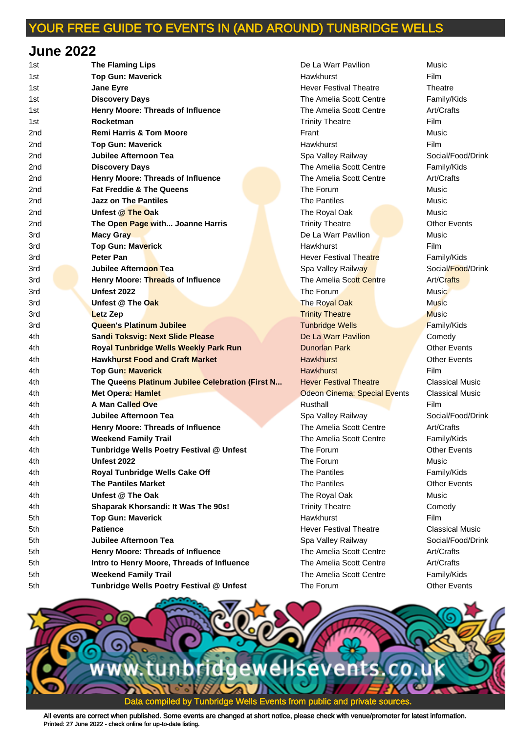# YOUR FREE GUIDE TO EVENTS IN (AND AROUND) TUNBRIDGE WELLS

## June 2022

| | | | |
|---|---|---|---|
| 1st | **The Flaming Lips** | De La Warr Pavilion | Music |
| 1st | **Top Gun: Maverick** | Hawkhurst | Film |
| 1st | **Jane Eyre** | Hever Festival Theatre | Theatre |
| 1st | **Discovery Days** | The Amelia Scott Centre | Family/Kids |
| 1st | **Henry Moore: Threads of Influence** | The Amelia Scott Centre | Art/Crafts |
| 1st | **Rocketman** | Trinity Theatre | Film |
| 2nd | **Remi Harris & Tom Moore** | Frant | Music |
| 2nd | **Top Gun: Maverick** | Hawkhurst | Film |
| 2nd | **Jubilee Afternoon Tea** | Spa Valley Railway | Social/Food/Drink |
| 2nd | **Discovery Days** | The Amelia Scott Centre | Family/Kids |
| 2nd | **Henry Moore: Threads of Influence** | The Amelia Scott Centre | Art/Crafts |
| 2nd | **Fat Freddie & The Queens** | The Forum | Music |
| 2nd | **Jazz on The Pantiles** | The Pantiles | Music |
| 2nd | **Unfest @ The Oak** | The Royal Oak | Music |
| 2nd | **The Open Page with... Joanne Harris** | Trinity Theatre | Other Events |
| 3rd | **Macy Gray** | De La Warr Pavilion | Music |
| 3rd | **Top Gun: Maverick** | Hawkhurst | Film |
| 3rd | **Peter Pan** | Hever Festival Theatre | Family/Kids |
| 3rd | **Jubilee Afternoon Tea** | Spa Valley Railway | Social/Food/Drink |
| 3rd | **Henry Moore: Threads of Influence** | The Amelia Scott Centre | Art/Crafts |
| 3rd | **Unfest 2022** | The Forum | Music |
| 3rd | **Unfest @ The Oak** | The Royal Oak | Music |
| 3rd | **Letz Zep** | Trinity Theatre | Music |
| 3rd | **Queen's Platinum Jubilee** | Tunbridge Wells | Family/Kids |
| 4th | **Sandi Toksvig: Next Slide Please** | De La Warr Pavilion | Comedy |
| 4th | **Royal Tunbridge Wells Weekly Park Run** | Dunorlan Park | Other Events |
| 4th | **Hawkhurst Food and Craft Market** | Hawkhurst | Other Events |
| 4th | **Top Gun: Maverick** | Hawkhurst | Film |
| 4th | **The Queens Platinum Jubilee Celebration (First N...** | Hever Festival Theatre | Classical Music |
| 4th | **Met Opera: Hamlet** | Odeon Cinema: Special Events | Classical Music |
| 4th | **A Man Called Ove** | Rusthall | Film |
| 4th | **Jubilee Afternoon Tea** | Spa Valley Railway | Social/Food/Drink |
| 4th | **Henry Moore: Threads of Influence** | The Amelia Scott Centre | Art/Crafts |
| 4th | **Weekend Family Trail** | The Amelia Scott Centre | Family/Kids |
| 4th | **Tunbridge Wells Poetry Festival @ Unfest** | The Forum | Other Events |
| 4th | **Unfest 2022** | The Forum | Music |
| 4th | **Royal Tunbridge Wells Cake Off** | The Pantiles | Family/Kids |
| 4th | **The Pantiles Market** | The Pantiles | Other Events |
| 4th | **Unfest @ The Oak** | The Royal Oak | Music |
| 4th | **Shaparak Khorsandi: It Was The 90s!** | Trinity Theatre | Comedy |
| 5th | **Top Gun: Maverick** | Hawkhurst | Film |
| 5th | **Patience** | Hever Festival Theatre | Classical Music |
| 5th | **Jubilee Afternoon Tea** | Spa Valley Railway | Social/Food/Drink |
| 5th | **Henry Moore: Threads of Influence** | The Amelia Scott Centre | Art/Crafts |
| 5th | **Intro to Henry Moore, Threads of Influence** | The Amelia Scott Centre | Art/Crafts |
| 5th | **Weekend Family Trail** | The Amelia Scott Centre | Family/Kids |
| 5th | **Tunbridge Wells Poetry Festival @ Unfest** | The Forum | Other Events |

www.tunbridgewellsevents.co.uk

Data compiled by Tunbridge Wells Events from public and private sources.

All events are correct when published. Some events are changed at short notice, please check with venue/promoter for latest information.
Printed: 27 June 2022 - check online for up-to-date listing.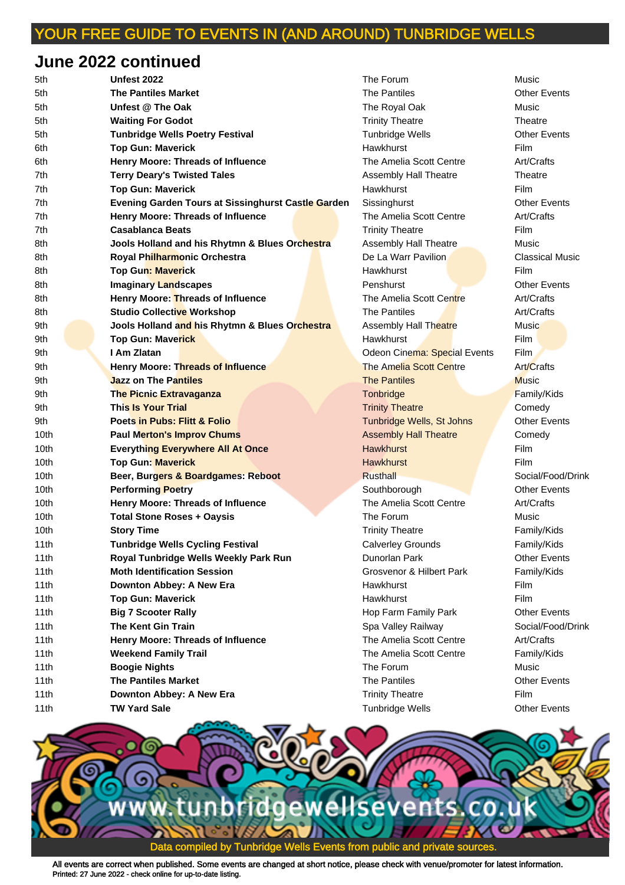# YOUR FREE GUIDE TO EVENTS IN (AND AROUND) TUNBRIDGE WELLS

## June 2022 continued

| Date | Event | Venue | Category |
|---|---|---|---|
| 5th | **Unfest 2022** | The Forum | Music |
| 5th | **The Pantiles Market** | The Pantiles | Other Events |
| 5th | **Unfest @ The Oak** | The Royal Oak | Music |
| 5th | **Waiting For Godot** | Trinity Theatre | Theatre |
| 5th | **Tunbridge Wells Poetry Festival** | Tunbridge Wells | Other Events |
| 6th | **Top Gun: Maverick** | Hawkhurst | Film |
| 6th | **Henry Moore: Threads of Influence** | The Amelia Scott Centre | Art/Crafts |
| 7th | **Terry Deary's Twisted Tales** | Assembly Hall Theatre | Theatre |
| 7th | **Top Gun: Maverick** | Hawkhurst | Film |
| 7th | **Evening Garden Tours at Sissinghurst Castle Garden** | Sissinghurst | Other Events |
| 7th | **Henry Moore: Threads of Influence** | The Amelia Scott Centre | Art/Crafts |
| 7th | **Casablanca Beats** | Trinity Theatre | Film |
| 8th | **Jools Holland and his Rhytmn & Blues Orchestra** | Assembly Hall Theatre | Music |
| 8th | **Royal Philharmonic Orchestra** | De La Warr Pavilion | Classical Music |
| 8th | **Top Gun: Maverick** | Hawkhurst | Film |
| 8th | **Imaginary Landscapes** | Penshurst | Other Events |
| 8th | **Henry Moore: Threads of Influence** | The Amelia Scott Centre | Art/Crafts |
| 8th | **Studio Collective Workshop** | The Pantiles | Art/Crafts |
| 9th | **Jools Holland and his Rhytmn & Blues Orchestra** | Assembly Hall Theatre | Music |
| 9th | **Top Gun: Maverick** | Hawkhurst | Film |
| 9th | **I Am Zlatan** | Odeon Cinema: Special Events | Film |
| 9th | **Henry Moore: Threads of Influence** | The Amelia Scott Centre | Art/Crafts |
| 9th | **Jazz on The Pantiles** | The Pantiles | Music |
| 9th | **The Picnic Extravaganza** | Tonbridge | Family/Kids |
| 9th | **This Is Your Trial** | Trinity Theatre | Comedy |
| 9th | **Poets in Pubs: Flitt & Folio** | Tunbridge Wells, St Johns | Other Events |
| 10th | **Paul Merton's Improv Chums** | Assembly Hall Theatre | Comedy |
| 10th | **Everything Everywhere All At Once** | Hawkhurst | Film |
| 10th | **Top Gun: Maverick** | Hawkhurst | Film |
| 10th | **Beer, Burgers & Boardgames: Reboot** | Rusthall | Social/Food/Drink |
| 10th | **Performing Poetry** | Southborough | Other Events |
| 10th | **Henry Moore: Threads of Influence** | The Amelia Scott Centre | Art/Crafts |
| 10th | **Total Stone Roses + Oaysis** | The Forum | Music |
| 10th | **Story Time** | Trinity Theatre | Family/Kids |
| 11th | **Tunbridge Wells Cycling Festival** | Calverley Grounds | Family/Kids |
| 11th | **Royal Tunbridge Wells Weekly Park Run** | Dunorlan Park | Other Events |
| 11th | **Moth Identification Session** | Grosvenor & Hilbert Park | Family/Kids |
| 11th | **Downton Abbey: A New Era** | Hawkhurst | Film |
| 11th | **Top Gun: Maverick** | Hawkhurst | Film |
| 11th | **Big 7 Scooter Rally** | Hop Farm Family Park | Other Events |
| 11th | **The Kent Gin Train** | Spa Valley Railway | Social/Food/Drink |
| 11th | **Henry Moore: Threads of Influence** | The Amelia Scott Centre | Art/Crafts |
| 11th | **Weekend Family Trail** | The Amelia Scott Centre | Family/Kids |
| 11th | **Boogie Nights** | The Forum | Music |
| 11th | **The Pantiles Market** | The Pantiles | Other Events |
| 11th | **Downton Abbey: A New Era** | Trinity Theatre | Film |
| 11th | **TW Yard Sale** | Tunbridge Wells | Other Events |

www.tunbridgewellsevents.co.uk

Data compiled by Tunbridge Wells Events from public and private sources.

All events are correct when published. Some events are changed at short notice, please check with venue/promoter for latest information.
Printed: 27 June 2022 - check online for up-to-date listing.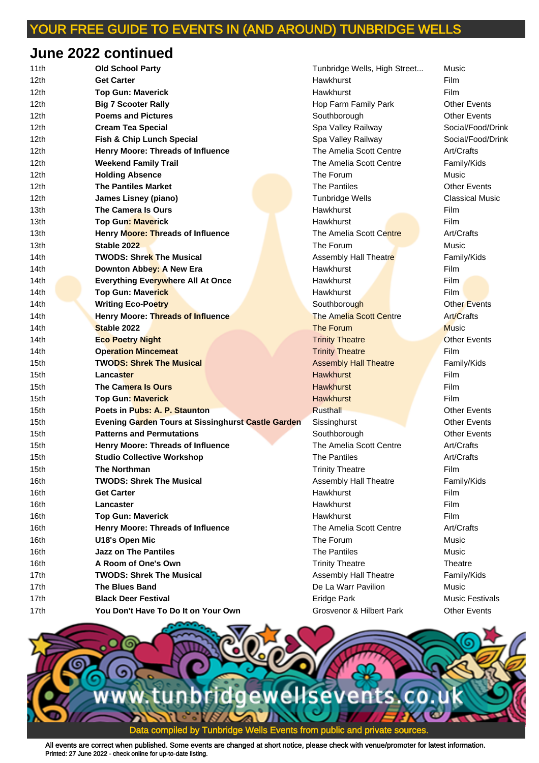YOUR FREE GUIDE TO EVENTS IN (AND AROUND) TUNBRIDGE WELLS

## June 2022 continued

| | | | |
|---|---|---|---|
| 11th | **Old School Party** | Tunbridge Wells, High Street... | Music |
| 12th | **Get Carter** | Hawkhurst | Film |
| 12th | **Top Gun: Maverick** | Hawkhurst | Film |
| 12th | **Big 7 Scooter Rally** | Hop Farm Family Park | Other Events |
| 12th | **Poems and Pictures** | Southborough | Other Events |
| 12th | **Cream Tea Special** | Spa Valley Railway | Social/Food/Drink |
| 12th | **Fish & Chip Lunch Special** | Spa Valley Railway | Social/Food/Drink |
| 12th | **Henry Moore: Threads of Influence** | The Amelia Scott Centre | Art/Crafts |
| 12th | **Weekend Family Trail** | The Amelia Scott Centre | Family/Kids |
| 12th | **Holding Absence** | The Forum | Music |
| 12th | **The Pantiles Market** | The Pantiles | Other Events |
| 12th | **James Lisney (piano)** | Tunbridge Wells | Classical Music |
| 13th | **The Camera Is Ours** | Hawkhurst | Film |
| 13th | **Top Gun: Maverick** | Hawkhurst | Film |
| 13th | **Henry Moore: Threads of Influence** | The Amelia Scott Centre | Art/Crafts |
| 13th | **Stable 2022** | The Forum | Music |
| 14th | **TWODS: Shrek The Musical** | Assembly Hall Theatre | Family/Kids |
| 14th | **Downton Abbey: A New Era** | Hawkhurst | Film |
| 14th | **Everything Everywhere All At Once** | Hawkhurst | Film |
| 14th | **Top Gun: Maverick** | Hawkhurst | Film |
| 14th | **Writing Eco-Poetry** | Southborough | Other Events |
| 14th | **Henry Moore: Threads of Influence** | The Amelia Scott Centre | Art/Crafts |
| 14th | **Stable 2022** | The Forum | Music |
| 14th | **Eco Poetry Night** | Trinity Theatre | Other Events |
| 14th | **Operation Mincemeat** | Trinity Theatre | Film |
| 15th | **TWODS: Shrek The Musical** | Assembly Hall Theatre | Family/Kids |
| 15th | **Lancaster** | Hawkhurst | Film |
| 15th | **The Camera Is Ours** | Hawkhurst | Film |
| 15th | **Top Gun: Maverick** | Hawkhurst | Film |
| 15th | **Poets in Pubs: A. P. Staunton** | Rusthall | Other Events |
| 15th | **Evening Garden Tours at Sissinghurst Castle Garden** | Sissinghurst | Other Events |
| 15th | **Patterns and Permutations** | Southborough | Other Events |
| 15th | **Henry Moore: Threads of Influence** | The Amelia Scott Centre | Art/Crafts |
| 15th | **Studio Collective Workshop** | The Pantiles | Art/Crafts |
| 15th | **The Northman** | Trinity Theatre | Film |
| 16th | **TWODS: Shrek The Musical** | Assembly Hall Theatre | Family/Kids |
| 16th | **Get Carter** | Hawkhurst | Film |
| 16th | **Lancaster** | Hawkhurst | Film |
| 16th | **Top Gun: Maverick** | Hawkhurst | Film |
| 16th | **Henry Moore: Threads of Influence** | The Amelia Scott Centre | Art/Crafts |
| 16th | **U18's Open Mic** | The Forum | Music |
| 16th | **Jazz on The Pantiles** | The Pantiles | Music |
| 16th | **A Room of One's Own** | Trinity Theatre | Theatre |
| 17th | **TWODS: Shrek The Musical** | Assembly Hall Theatre | Family/Kids |
| 17th | **The Blues Band** | De La Warr Pavilion | Music |
| 17th | **Black Deer Festival** | Eridge Park | Music Festivals |
| 17th | **You Don't Have To Do It on Your Own** | Grosvenor & Hilbert Park | Other Events |

www.tunbridgewellsevents.co.uk

Data compiled by Tunbridge Wells Events from public and private sources.

All events are correct when published. Some events are changed at short notice, please check with venue/promoter for latest information.
Printed: 27 June 2022 - check online for up-to-date listing.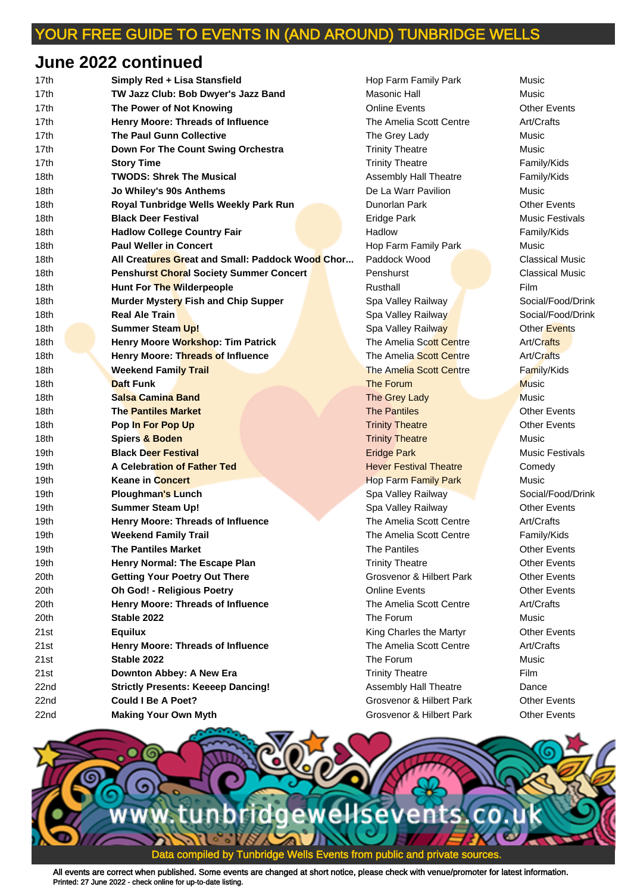# YOUR FREE GUIDE TO EVENTS IN (AND AROUND) TUNBRIDGE WELLS

## June 2022 continued

| | | | |
|---|---|---|---|
| 17th | **Simply Red + Lisa Stansfield** | Hop Farm Family Park | Music |
| 17th | **TW Jazz Club: Bob Dwyer's Jazz Band** | Masonic Hall | Music |
| 17th | **The Power of Not Knowing** | Online Events | Other Events |
| 17th | **Henry Moore: Threads of Influence** | The Amelia Scott Centre | Art/Crafts |
| 17th | **The Paul Gunn Collective** | The Grey Lady | Music |
| 17th | **Down For The Count Swing Orchestra** | Trinity Theatre | Music |
| 17th | **Story Time** | Trinity Theatre | Family/Kids |
| 18th | **TWODS: Shrek The Musical** | Assembly Hall Theatre | Family/Kids |
| 18th | **Jo Whiley's 90s Anthems** | De La Warr Pavilion | Music |
| 18th | **Royal Tunbridge Wells Weekly Park Run** | Dunorlan Park | Other Events |
| 18th | **Black Deer Festival** | Eridge Park | Music Festivals |
| 18th | **Hadlow College Country Fair** | Hadlow | Family/Kids |
| 18th | **Paul Weller in Concert** | Hop Farm Family Park | Music |
| 18th | **All Creatures Great and Small: Paddock Wood Chor...** | Paddock Wood | Classical Music |
| 18th | **Penshurst Choral Society Summer Concert** | Penshurst | Classical Music |
| 18th | **Hunt For The Wilderpeople** | Rusthall | Film |
| 18th | **Murder Mystery Fish and Chip Supper** | Spa Valley Railway | Social/Food/Drink |
| 18th | **Real Ale Train** | Spa Valley Railway | Social/Food/Drink |
| 18th | **Summer Steam Up!** | Spa Valley Railway | Other Events |
| 18th | **Henry Moore Workshop: Tim Patrick** | The Amelia Scott Centre | Art/Crafts |
| 18th | **Henry Moore: Threads of Influence** | The Amelia Scott Centre | Art/Crafts |
| 18th | **Weekend Family Trail** | The Amelia Scott Centre | Family/Kids |
| 18th | **Daft Funk** | The Forum | Music |
| 18th | **Salsa Camina Band** | The Grey Lady | Music |
| 18th | **The Pantiles Market** | The Pantiles | Other Events |
| 18th | **Pop In For Pop Up** | Trinity Theatre | Other Events |
| 18th | **Spiers & Boden** | Trinity Theatre | Music |
| 19th | **Black Deer Festival** | Eridge Park | Music Festivals |
| 19th | **A Celebration of Father Ted** | Hever Festival Theatre | Comedy |
| 19th | **Keane in Concert** | Hop Farm Family Park | Music |
| 19th | **Ploughman's Lunch** | Spa Valley Railway | Social/Food/Drink |
| 19th | **Summer Steam Up!** | Spa Valley Railway | Other Events |
| 19th | **Henry Moore: Threads of Influence** | The Amelia Scott Centre | Art/Crafts |
| 19th | **Weekend Family Trail** | The Amelia Scott Centre | Family/Kids |
| 19th | **The Pantiles Market** | The Pantiles | Other Events |
| 19th | **Henry Normal: The Escape Plan** | Trinity Theatre | Other Events |
| 20th | **Getting Your Poetry Out There** | Grosvenor & Hilbert Park | Other Events |
| 20th | **Oh God! - Religious Poetry** | Online Events | Other Events |
| 20th | **Henry Moore: Threads of Influence** | The Amelia Scott Centre | Art/Crafts |
| 20th | **Stable 2022** | The Forum | Music |
| 21st | **Equilux** | King Charles the Martyr | Other Events |
| 21st | **Henry Moore: Threads of Influence** | The Amelia Scott Centre | Art/Crafts |
| 21st | **Stable 2022** | The Forum | Music |
| 21st | **Downton Abbey: A New Era** | Trinity Theatre | Film |
| 22nd | **Strictly Presents: Keeeep Dancing!** | Assembly Hall Theatre | Dance |
| 22nd | **Could I Be A Poet?** | Grosvenor & Hilbert Park | Other Events |
| 22nd | **Making Your Own Myth** | Grosvenor & Hilbert Park | Other Events |

www.tunbridgewellsevents.co.uk

Data compiled by Tunbridge Wells Events from public and private sources.

All events are correct when published. Some events are changed at short notice, please check with venue/promoter for latest information.
Printed: 27 June 2022 - check online for up-to-date listing.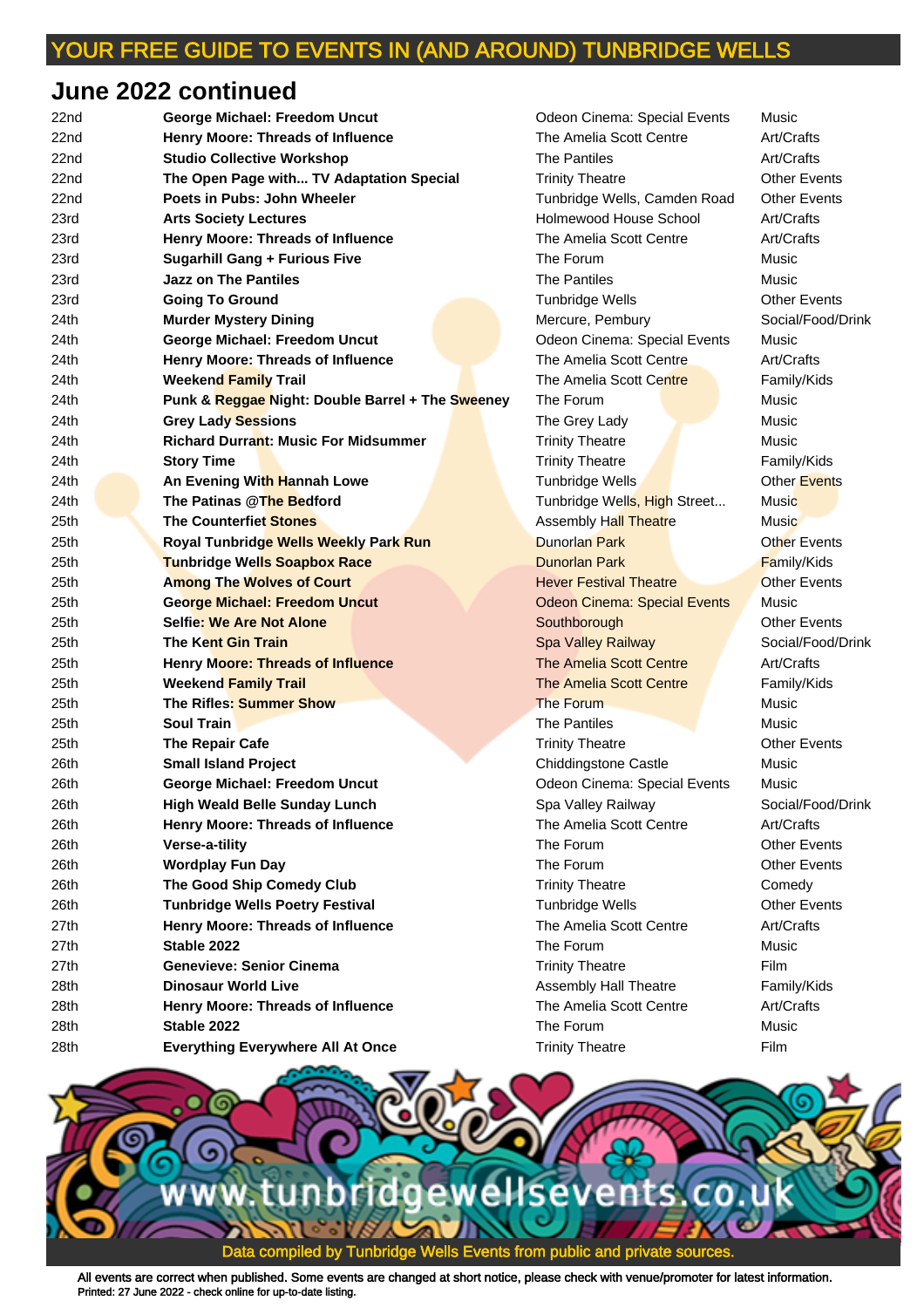# June 2022 continued

| Date | Event | Venue | Category |
|---|---|---|---|
| 22nd | **George Michael: Freedom Uncut** | Odeon Cinema: Special Events | Music |
| 22nd | **Henry Moore: Threads of Influence** | The Amelia Scott Centre | Art/Crafts |
| 22nd | **Studio Collective Workshop** | The Pantiles | Art/Crafts |
| 22nd | **The Open Page with... TV Adaptation Special** | Trinity Theatre | Other Events |
| 22nd | **Poets in Pubs: John Wheeler** | Tunbridge Wells, Camden Road | Other Events |
| 23rd | **Arts Society Lectures** | Holmewood House School | Art/Crafts |
| 23rd | **Henry Moore: Threads of Influence** | The Amelia Scott Centre | Art/Crafts |
| 23rd | **Sugarhill Gang + Furious Five** | The Forum | Music |
| 23rd | **Jazz on The Pantiles** | The Pantiles | Music |
| 23rd | **Going To Ground** | Tunbridge Wells | Other Events |
| 24th | **Murder Mystery Dining** | Mercure, Pembury | Social/Food/Drink |
| 24th | **George Michael: Freedom Uncut** | Odeon Cinema: Special Events | Music |
| 24th | **Henry Moore: Threads of Influence** | The Amelia Scott Centre | Art/Crafts |
| 24th | **Weekend Family Trail** | The Amelia Scott Centre | Family/Kids |
| 24th | **Punk & Reggae Night: Double Barrel + The Sweeney** | The Forum | Music |
| 24th | **Grey Lady Sessions** | The Grey Lady | Music |
| 24th | **Richard Durrant: Music For Midsummer** | Trinity Theatre | Music |
| 24th | **Story Time** | Trinity Theatre | Family/Kids |
| 24th | **An Evening With Hannah Lowe** | Tunbridge Wells | Other Events |
| 24th | **The Patinas @The Bedford** | Tunbridge Wells, High Street... | Music |
| 25th | **The Counterfiet Stones** | Assembly Hall Theatre | Music |
| 25th | **Royal Tunbridge Wells Weekly Park Run** | Dunorlan Park | Other Events |
| 25th | **Tunbridge Wells Soapbox Race** | Dunorlan Park | Family/Kids |
| 25th | **Among The Wolves of Court** | Hever Festival Theatre | Other Events |
| 25th | **George Michael: Freedom Uncut** | Odeon Cinema: Special Events | Music |
| 25th | **Selfie: We Are Not Alone** | Southborough | Other Events |
| 25th | **The Kent Gin Train** | Spa Valley Railway | Social/Food/Drink |
| 25th | **Henry Moore: Threads of Influence** | The Amelia Scott Centre | Art/Crafts |
| 25th | **Weekend Family Trail** | The Amelia Scott Centre | Family/Kids |
| 25th | **The Rifles: Summer Show** | The Forum | Music |
| 25th | **Soul Train** | The Pantiles | Music |
| 25th | **The Repair Cafe** | Trinity Theatre | Other Events |
| 26th | **Small Island Project** | Chiddingstone Castle | Music |
| 26th | **George Michael: Freedom Uncut** | Odeon Cinema: Special Events | Music |
| 26th | **High Weald Belle Sunday Lunch** | Spa Valley Railway | Social/Food/Drink |
| 26th | **Henry Moore: Threads of Influence** | The Amelia Scott Centre | Art/Crafts |
| 26th | **Verse-a-tility** | The Forum | Other Events |
| 26th | **Wordplay Fun Day** | The Forum | Other Events |
| 26th | **The Good Ship Comedy Club** | Trinity Theatre | Comedy |
| 26th | **Tunbridge Wells Poetry Festival** | Tunbridge Wells | Other Events |
| 27th | **Henry Moore: Threads of Influence** | The Amelia Scott Centre | Art/Crafts |
| 27th | **Stable 2022** | The Forum | Music |
| 27th | **Genevieve: Senior Cinema** | Trinity Theatre | Film |
| 28th | **Dinosaur World Live** | Assembly Hall Theatre | Family/Kids |
| 28th | **Henry Moore: Threads of Influence** | The Amelia Scott Centre | Art/Crafts |
| 28th | **Stable 2022** | The Forum | Music |
| 28th | **Everything Everywhere All At Once** | Trinity Theatre | Film |

www.tunbridgewellsevents.co.uk

Data compiled by Tunbridge Wells Events from public and private sources.

All events are correct when published. Some events are changed at short notice, please check with venue/promoter for latest information.
Printed: 27 June 2022 - check online for up-to-date listing.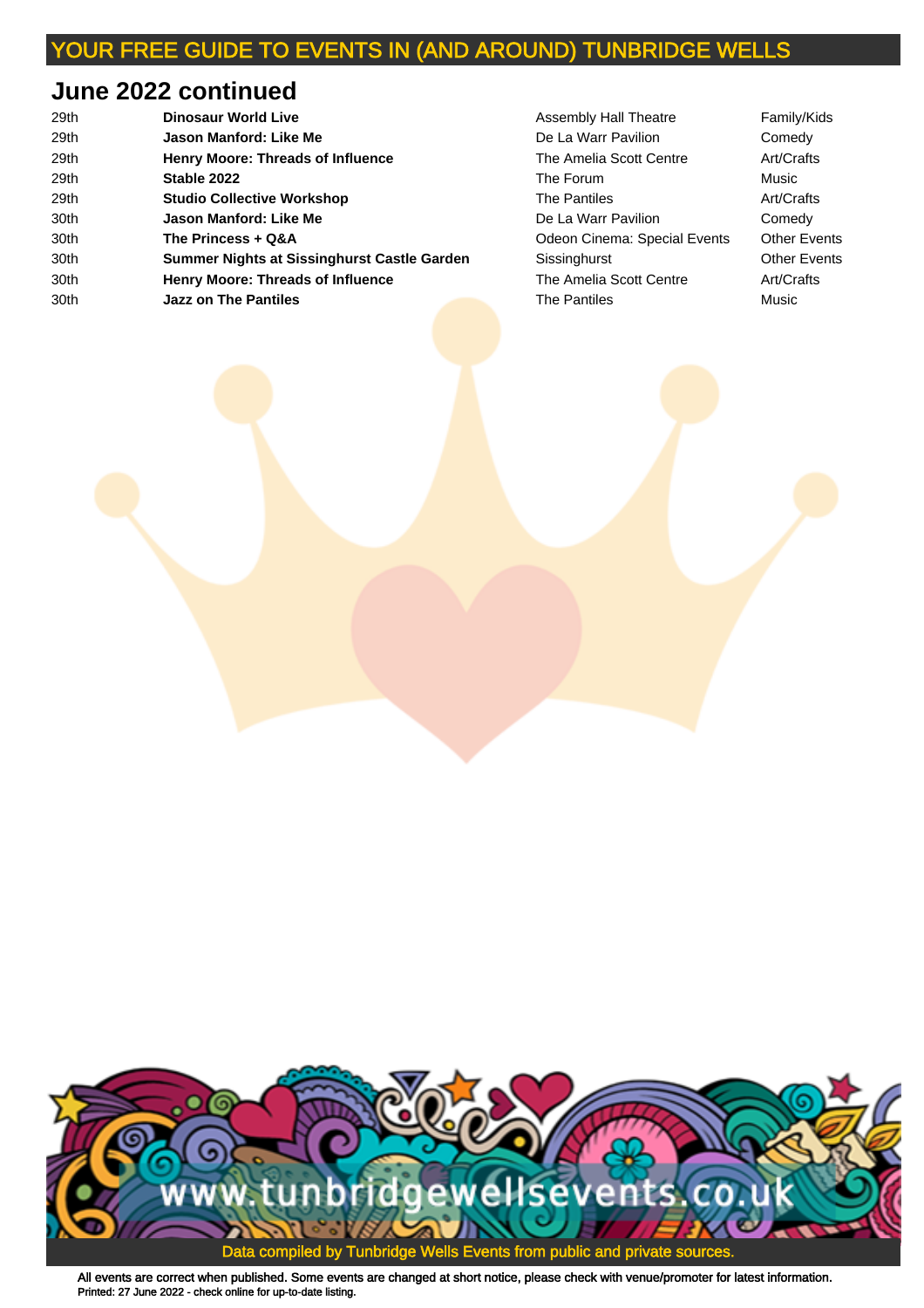## June 2022 continued

| | | | |
|---|---|---|---|
| 29th | **Dinosaur World Live** | Assembly Hall Theatre | Family/Kids |
| 29th | **Jason Manford: Like Me** | De La Warr Pavilion | Comedy |
| 29th | **Henry Moore: Threads of Influence** | The Amelia Scott Centre | Art/Crafts |
| 29th | **Stable 2022** | The Forum | Music |
| 29th | **Studio Collective Workshop** | The Pantiles | Art/Crafts |
| 30th | **Jason Manford: Like Me** | De La Warr Pavilion | Comedy |
| 30th | **The Princess + Q&A** | Odeon Cinema: Special Events | Other Events |
| 30th | **Summer Nights at Sissinghurst Castle Garden** | Sissinghurst | Other Events |
| 30th | **Henry Moore: Threads of Influence** | The Amelia Scott Centre | Art/Crafts |
| 30th | **Jazz on The Pantiles** | The Pantiles | Music |

www.tunbridgewellsevents.co.uk

Data compiled by Tunbridge Wells Events from public and private sources.

All events are correct when published. Some events are changed at short notice, please check with venue/promoter for latest information.
Printed: 27 June 2022 - check online for up-to-date listing.